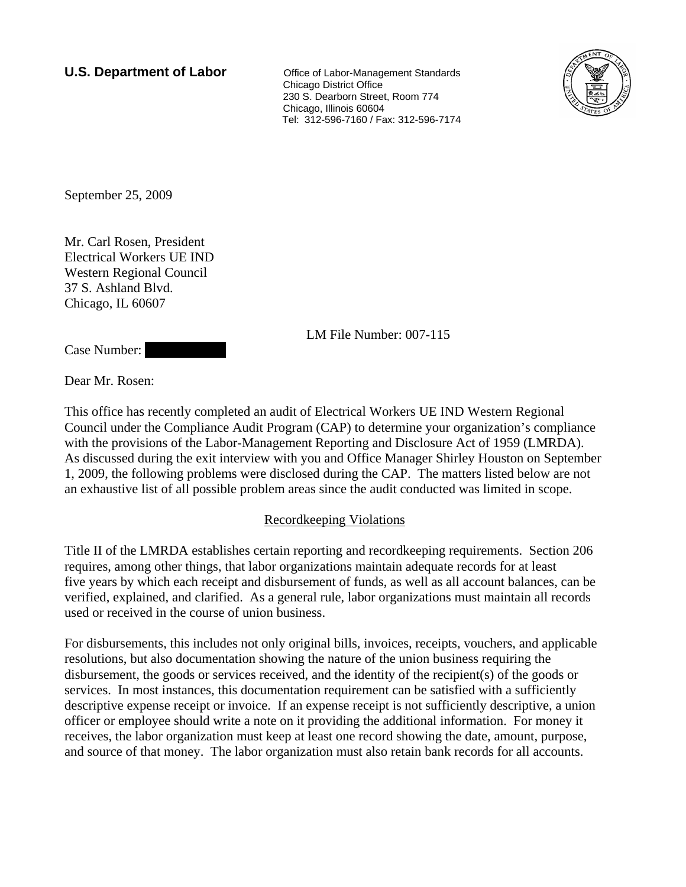**U.S. Department of Labor**

Office of Labor-Management Standards
Chicago District Office
230 S. Dearborn Street, Room 774
Chicago, Illinois 60604
Tel: 312-596-7160 / Fax: 312-596-7174

September 25, 2009

Mr. Carl Rosen, President
Electrical Workers UE IND
Western Regional Council
37 S. Ashland Blvd.
Chicago, IL 60607

LM File Number: 007-115

Case Number:

Dear Mr. Rosen:

This office has recently completed an audit of Electrical Workers UE IND Western Regional Council under the Compliance Audit Program (CAP) to determine your organization's compliance with the provisions of the Labor-Management Reporting and Disclosure Act of 1959 (LMRDA). As discussed during the exit interview with you and Office Manager Shirley Houston on September 1, 2009, the following problems were disclosed during the CAP. The matters listed below are not an exhaustive list of all possible problem areas since the audit conducted was limited in scope.

## Recordkeeping Violations

Title II of the LMRDA establishes certain reporting and recordkeeping requirements. Section 206 requires, among other things, that labor organizations maintain adequate records for at least five years by which each receipt and disbursement of funds, as well as all account balances, can be verified, explained, and clarified. As a general rule, labor organizations must maintain all records used or received in the course of union business.

For disbursements, this includes not only original bills, invoices, receipts, vouchers, and applicable resolutions, but also documentation showing the nature of the union business requiring the disbursement, the goods or services received, and the identity of the recipient(s) of the goods or services. In most instances, this documentation requirement can be satisfied with a sufficiently descriptive expense receipt or invoice. If an expense receipt is not sufficiently descriptive, a union officer or employee should write a note on it providing the additional information. For money it receives, the labor organization must keep at least one record showing the date, amount, purpose, and source of that money. The labor organization must also retain bank records for all accounts.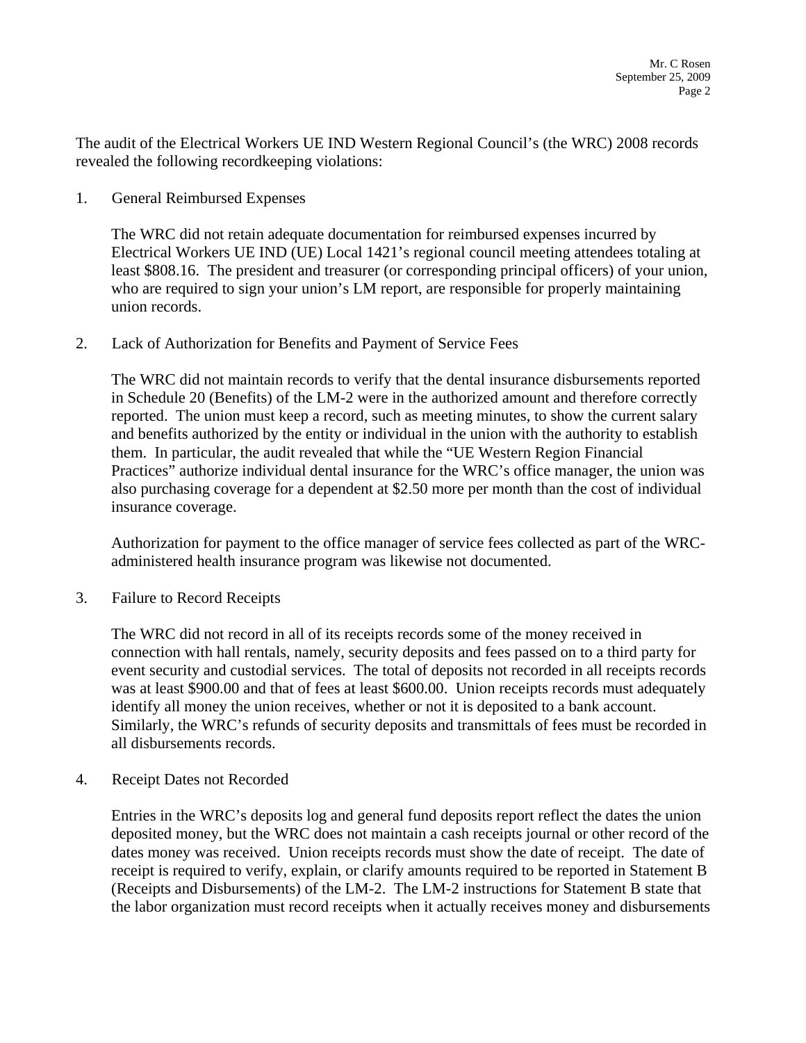The audit of the Electrical Workers UE IND Western Regional Council's (the WRC) 2008 records revealed the following recordkeeping violations:

1. General Reimbursed Expenses

   The WRC did not retain adequate documentation for reimbursed expenses incurred by Electrical Workers UE IND (UE) Local 1421's regional council meeting attendees totaling at least $808.16. The president and treasurer (or corresponding principal officers) of your union, who are required to sign your union's LM report, are responsible for properly maintaining union records.

2. Lack of Authorization for Benefits and Payment of Service Fees

   The WRC did not maintain records to verify that the dental insurance disbursements reported in Schedule 20 (Benefits) of the LM-2 were in the authorized amount and therefore correctly reported. The union must keep a record, such as meeting minutes, to show the current salary and benefits authorized by the entity or individual in the union with the authority to establish them. In particular, the audit revealed that while the "UE Western Region Financial Practices" authorize individual dental insurance for the WRC's office manager, the union was also purchasing coverage for a dependent at $2.50 more per month than the cost of individual insurance coverage.

   Authorization for payment to the office manager of service fees collected as part of the WRC-administered health insurance program was likewise not documented.

3. Failure to Record Receipts

   The WRC did not record in all of its receipts records some of the money received in connection with hall rentals, namely, security deposits and fees passed on to a third party for event security and custodial services. The total of deposits not recorded in all receipts records was at least $900.00 and that of fees at least $600.00. Union receipts records must adequately identify all money the union receives, whether or not it is deposited to a bank account. Similarly, the WRC's refunds of security deposits and transmittals of fees must be recorded in all disbursements records.

4. Receipt Dates not Recorded

   Entries in the WRC's deposits log and general fund deposits report reflect the dates the union deposited money, but the WRC does not maintain a cash receipts journal or other record of the dates money was received. Union receipts records must show the date of receipt. The date of receipt is required to verify, explain, or clarify amounts required to be reported in Statement B (Receipts and Disbursements) of the LM-2. The LM-2 instructions for Statement B state that the labor organization must record receipts when it actually receives money and disbursements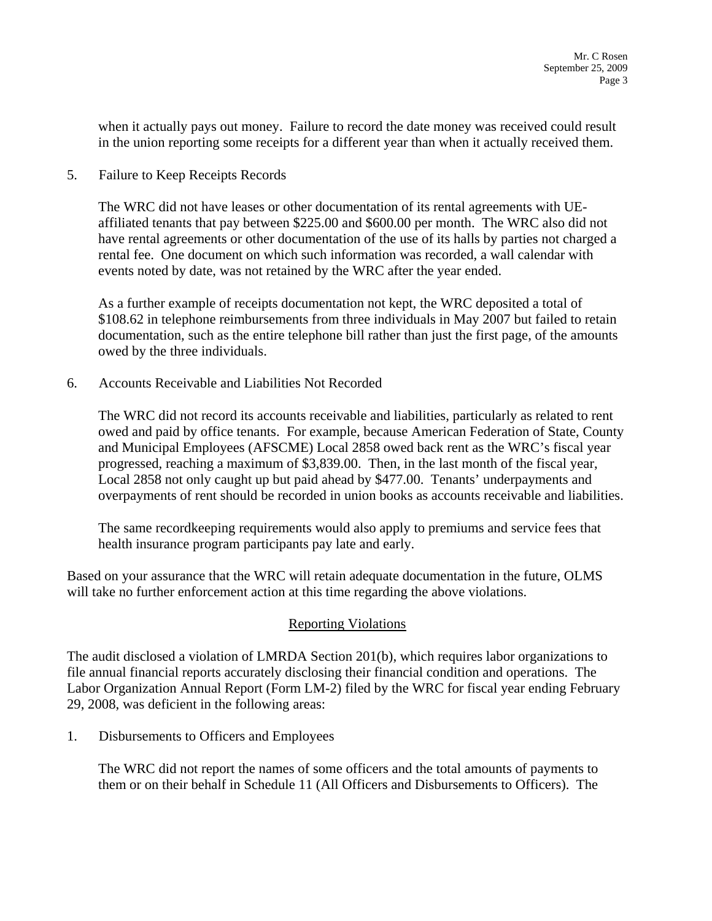when it actually pays out money. Failure to record the date money was received could result in the union reporting some receipts for a different year than when it actually received them.

5. Failure to Keep Receipts Records

   The WRC did not have leases or other documentation of its rental agreements with UE-affiliated tenants that pay between $225.00 and $600.00 per month. The WRC also did not have rental agreements or other documentation of the use of its halls by parties not charged a rental fee. One document on which such information was recorded, a wall calendar with events noted by date, was not retained by the WRC after the year ended.

   As a further example of receipts documentation not kept, the WRC deposited a total of $108.62 in telephone reimbursements from three individuals in May 2007 but failed to retain documentation, such as the entire telephone bill rather than just the first page, of the amounts owed by the three individuals.

6. Accounts Receivable and Liabilities Not Recorded

   The WRC did not record its accounts receivable and liabilities, particularly as related to rent owed and paid by office tenants. For example, because American Federation of State, County and Municipal Employees (AFSCME) Local 2858 owed back rent as the WRC's fiscal year progressed, reaching a maximum of $3,839.00. Then, in the last month of the fiscal year, Local 2858 not only caught up but paid ahead by $477.00. Tenants' underpayments and overpayments of rent should be recorded in union books as accounts receivable and liabilities.

   The same recordkeeping requirements would also apply to premiums and service fees that health insurance program participants pay late and early.

Based on your assurance that the WRC will retain adequate documentation in the future, OLMS will take no further enforcement action at this time regarding the above violations.

## Reporting Violations

The audit disclosed a violation of LMRDA Section 201(b), which requires labor organizations to file annual financial reports accurately disclosing their financial condition and operations. The Labor Organization Annual Report (Form LM-2) filed by the WRC for fiscal year ending February 29, 2008, was deficient in the following areas:

1. Disbursements to Officers and Employees

   The WRC did not report the names of some officers and the total amounts of payments to them or on their behalf in Schedule 11 (All Officers and Disbursements to Officers). The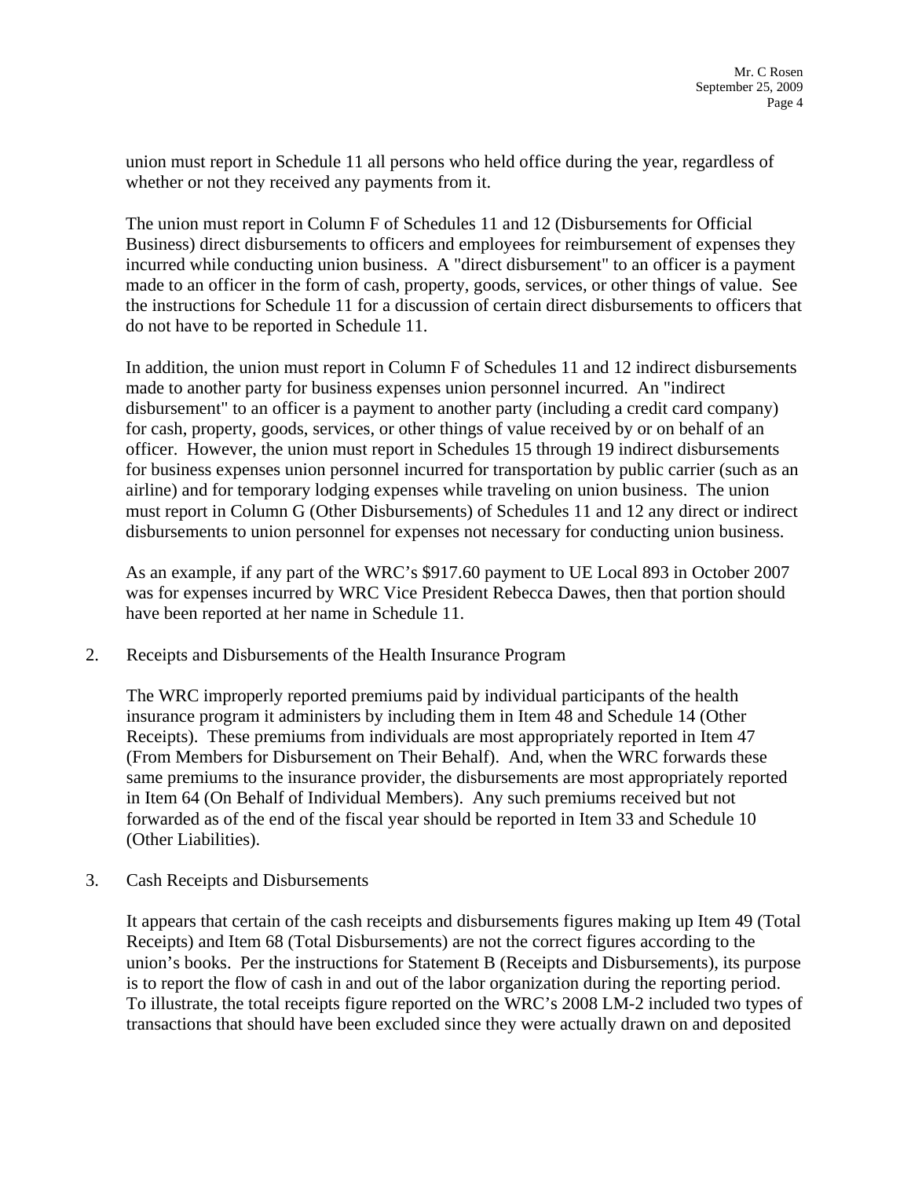union must report in Schedule 11 all persons who held office during the year, regardless of whether or not they received any payments from it.

The union must report in Column F of Schedules 11 and 12 (Disbursements for Official Business) direct disbursements to officers and employees for reimbursement of expenses they incurred while conducting union business. A "direct disbursement" to an officer is a payment made to an officer in the form of cash, property, goods, services, or other things of value. See the instructions for Schedule 11 for a discussion of certain direct disbursements to officers that do not have to be reported in Schedule 11.

In addition, the union must report in Column F of Schedules 11 and 12 indirect disbursements made to another party for business expenses union personnel incurred. An "indirect disbursement" to an officer is a payment to another party (including a credit card company) for cash, property, goods, services, or other things of value received by or on behalf of an officer. However, the union must report in Schedules 15 through 19 indirect disbursements for business expenses union personnel incurred for transportation by public carrier (such as an airline) and for temporary lodging expenses while traveling on union business. The union must report in Column G (Other Disbursements) of Schedules 11 and 12 any direct or indirect disbursements to union personnel for expenses not necessary for conducting union business.

As an example, if any part of the WRC's $917.60 payment to UE Local 893 in October 2007 was for expenses incurred by WRC Vice President Rebecca Dawes, then that portion should have been reported at her name in Schedule 11.

2. Receipts and Disbursements of the Health Insurance Program

   The WRC improperly reported premiums paid by individual participants of the health insurance program it administers by including them in Item 48 and Schedule 14 (Other Receipts). These premiums from individuals are most appropriately reported in Item 47 (From Members for Disbursement on Their Behalf). And, when the WRC forwards these same premiums to the insurance provider, the disbursements are most appropriately reported in Item 64 (On Behalf of Individual Members). Any such premiums received but not forwarded as of the end of the fiscal year should be reported in Item 33 and Schedule 10 (Other Liabilities).

3. Cash Receipts and Disbursements

   It appears that certain of the cash receipts and disbursements figures making up Item 49 (Total Receipts) and Item 68 (Total Disbursements) are not the correct figures according to the union's books. Per the instructions for Statement B (Receipts and Disbursements), its purpose is to report the flow of cash in and out of the labor organization during the reporting period. To illustrate, the total receipts figure reported on the WRC's 2008 LM-2 included two types of transactions that should have been excluded since they were actually drawn on and deposited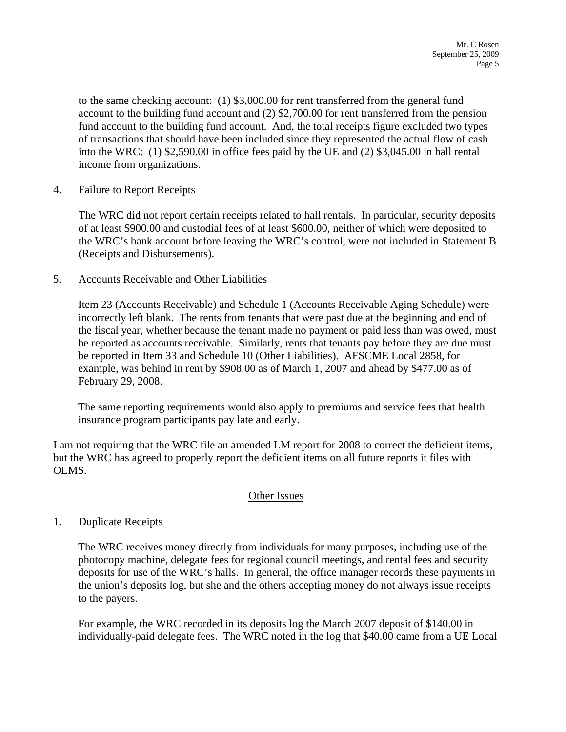to the same checking account: (1) $3,000.00 for rent transferred from the general fund account to the building fund account and (2) $2,700.00 for rent transferred from the pension fund account to the building fund account. And, the total receipts figure excluded two types of transactions that should have been included since they represented the actual flow of cash into the WRC: (1) $2,590.00 in office fees paid by the UE and (2) $3,045.00 in hall rental income from organizations.

4. Failure to Report Receipts

   The WRC did not report certain receipts related to hall rentals. In particular, security deposits of at least $900.00 and custodial fees of at least $600.00, neither of which were deposited to the WRC's bank account before leaving the WRC's control, were not included in Statement B (Receipts and Disbursements).

5. Accounts Receivable and Other Liabilities

   Item 23 (Accounts Receivable) and Schedule 1 (Accounts Receivable Aging Schedule) were incorrectly left blank. The rents from tenants that were past due at the beginning and end of the fiscal year, whether because the tenant made no payment or paid less than was owed, must be reported as accounts receivable. Similarly, rents that tenants pay before they are due must be reported in Item 33 and Schedule 10 (Other Liabilities). AFSCME Local 2858, for example, was behind in rent by $908.00 as of March 1, 2007 and ahead by $477.00 as of February 29, 2008.

   The same reporting requirements would also apply to premiums and service fees that health insurance program participants pay late and early.

I am not requiring that the WRC file an amended LM report for 2008 to correct the deficient items, but the WRC has agreed to properly report the deficient items on all future reports it files with OLMS.

## Other Issues

1. Duplicate Receipts

   The WRC receives money directly from individuals for many purposes, including use of the photocopy machine, delegate fees for regional council meetings, and rental fees and security deposits for use of the WRC's halls. In general, the office manager records these payments in the union's deposits log, but she and the others accepting money do not always issue receipts to the payers.

   For example, the WRC recorded in its deposits log the March 2007 deposit of $140.00 in individually-paid delegate fees. The WRC noted in the log that $40.00 came from a UE Local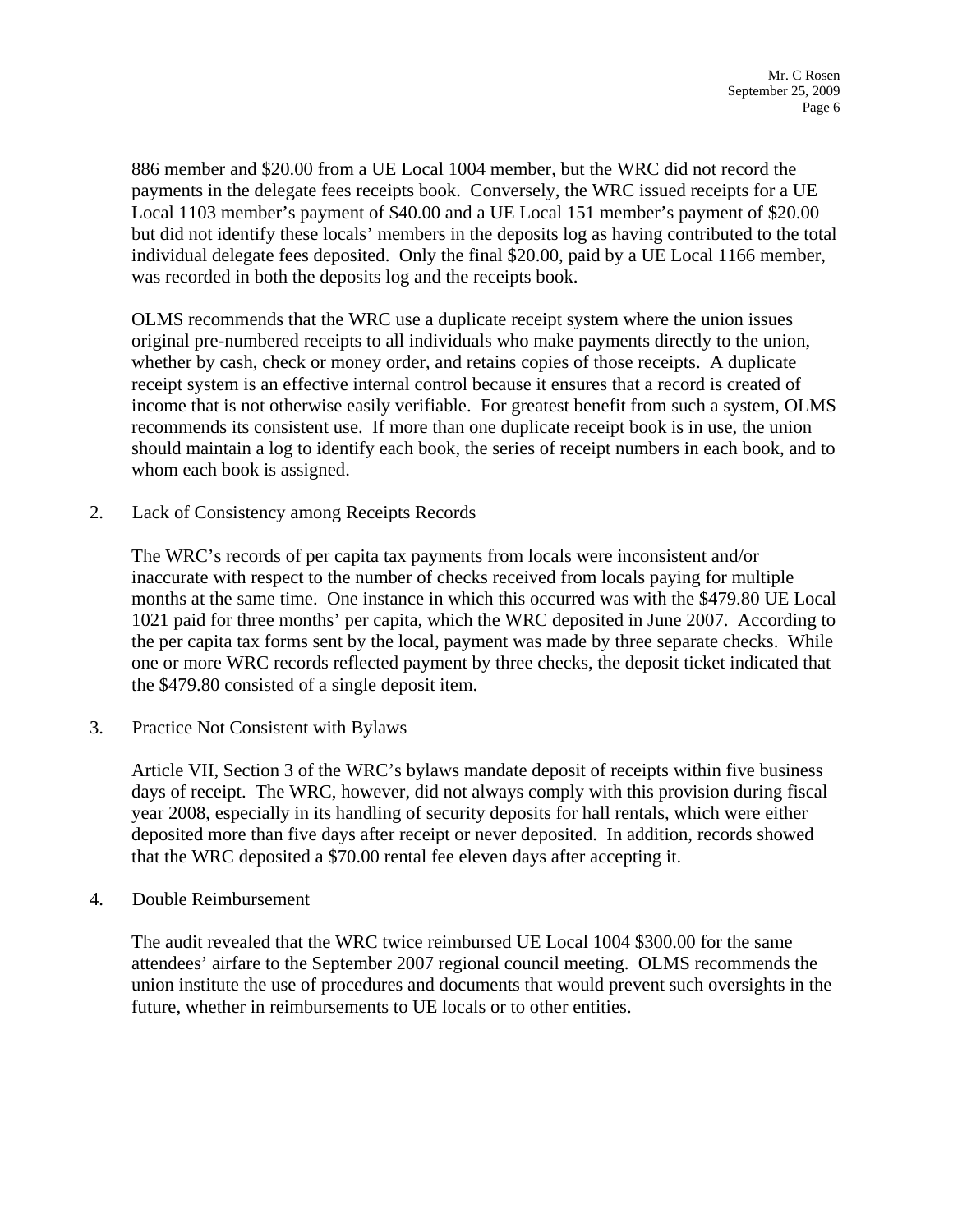886 member and $20.00 from a UE Local 1004 member, but the WRC did not record the payments in the delegate fees receipts book. Conversely, the WRC issued receipts for a UE Local 1103 member's payment of $40.00 and a UE Local 151 member's payment of $20.00 but did not identify these locals' members in the deposits log as having contributed to the total individual delegate fees deposited. Only the final $20.00, paid by a UE Local 1166 member, was recorded in both the deposits log and the receipts book.

OLMS recommends that the WRC use a duplicate receipt system where the union issues original pre-numbered receipts to all individuals who make payments directly to the union, whether by cash, check or money order, and retains copies of those receipts. A duplicate receipt system is an effective internal control because it ensures that a record is created of income that is not otherwise easily verifiable. For greatest benefit from such a system, OLMS recommends its consistent use. If more than one duplicate receipt book is in use, the union should maintain a log to identify each book, the series of receipt numbers in each book, and to whom each book is assigned.

2. Lack of Consistency among Receipts Records

The WRC's records of per capita tax payments from locals were inconsistent and/or inaccurate with respect to the number of checks received from locals paying for multiple months at the same time. One instance in which this occurred was with the $479.80 UE Local 1021 paid for three months' per capita, which the WRC deposited in June 2007. According to the per capita tax forms sent by the local, payment was made by three separate checks. While one or more WRC records reflected payment by three checks, the deposit ticket indicated that the $479.80 consisted of a single deposit item.

3. Practice Not Consistent with Bylaws

Article VII, Section 3 of the WRC's bylaws mandate deposit of receipts within five business days of receipt. The WRC, however, did not always comply with this provision during fiscal year 2008, especially in its handling of security deposits for hall rentals, which were either deposited more than five days after receipt or never deposited. In addition, records showed that the WRC deposited a $70.00 rental fee eleven days after accepting it.

4. Double Reimbursement

The audit revealed that the WRC twice reimbursed UE Local 1004 $300.00 for the same attendees' airfare to the September 2007 regional council meeting. OLMS recommends the union institute the use of procedures and documents that would prevent such oversights in the future, whether in reimbursements to UE locals or to other entities.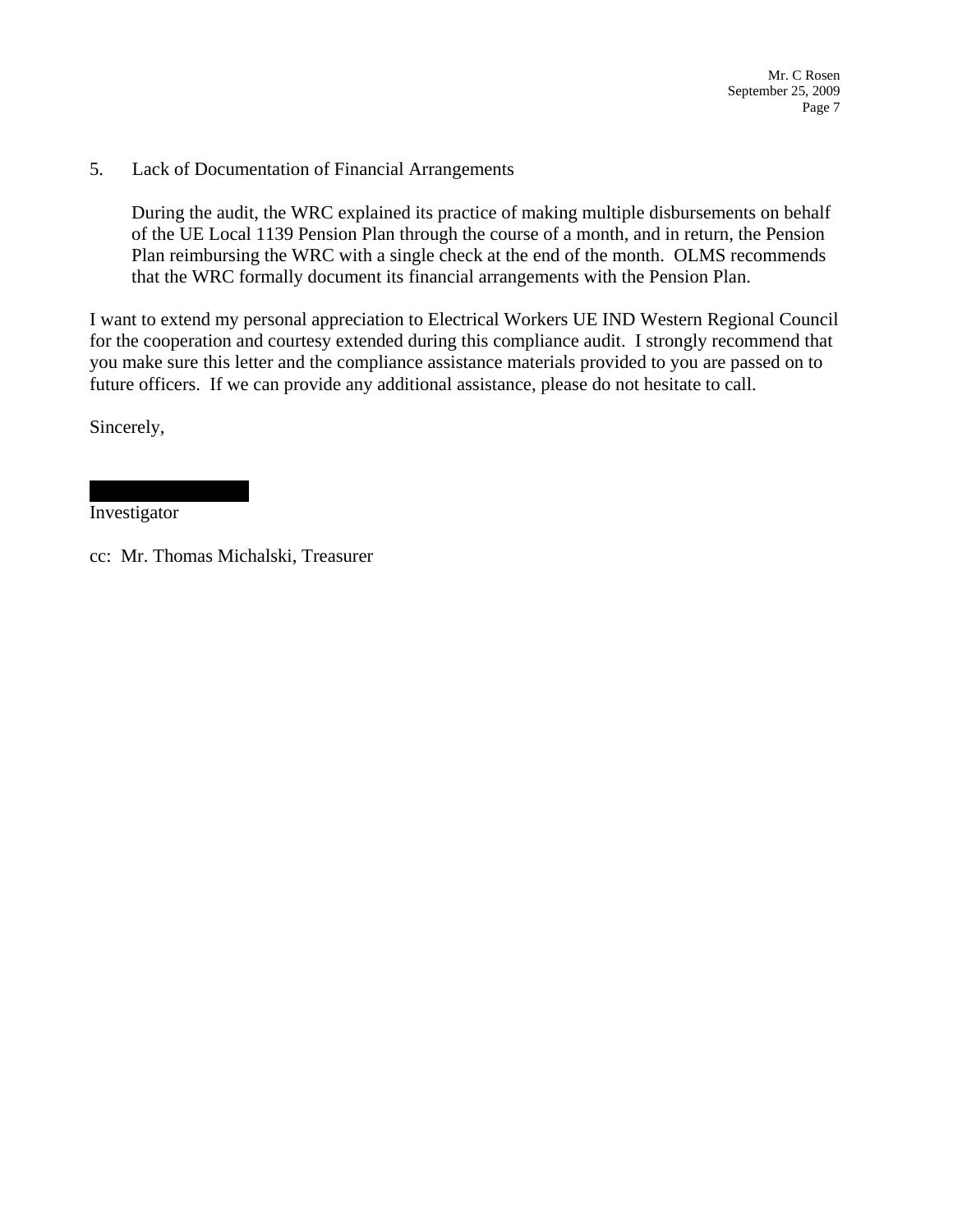5. Lack of Documentation of Financial Arrangements

   During the audit, the WRC explained its practice of making multiple disbursements on behalf of the UE Local 1139 Pension Plan through the course of a month, and in return, the Pension Plan reimbursing the WRC with a single check at the end of the month. OLMS recommends that the WRC formally document its financial arrangements with the Pension Plan.

I want to extend my personal appreciation to Electrical Workers UE IND Western Regional Council for the cooperation and courtesy extended during this compliance audit. I strongly recommend that you make sure this letter and the compliance assistance materials provided to you are passed on to future officers. If we can provide any additional assistance, please do not hesitate to call.

Sincerely,

Investigator

cc: Mr. Thomas Michalski, Treasurer